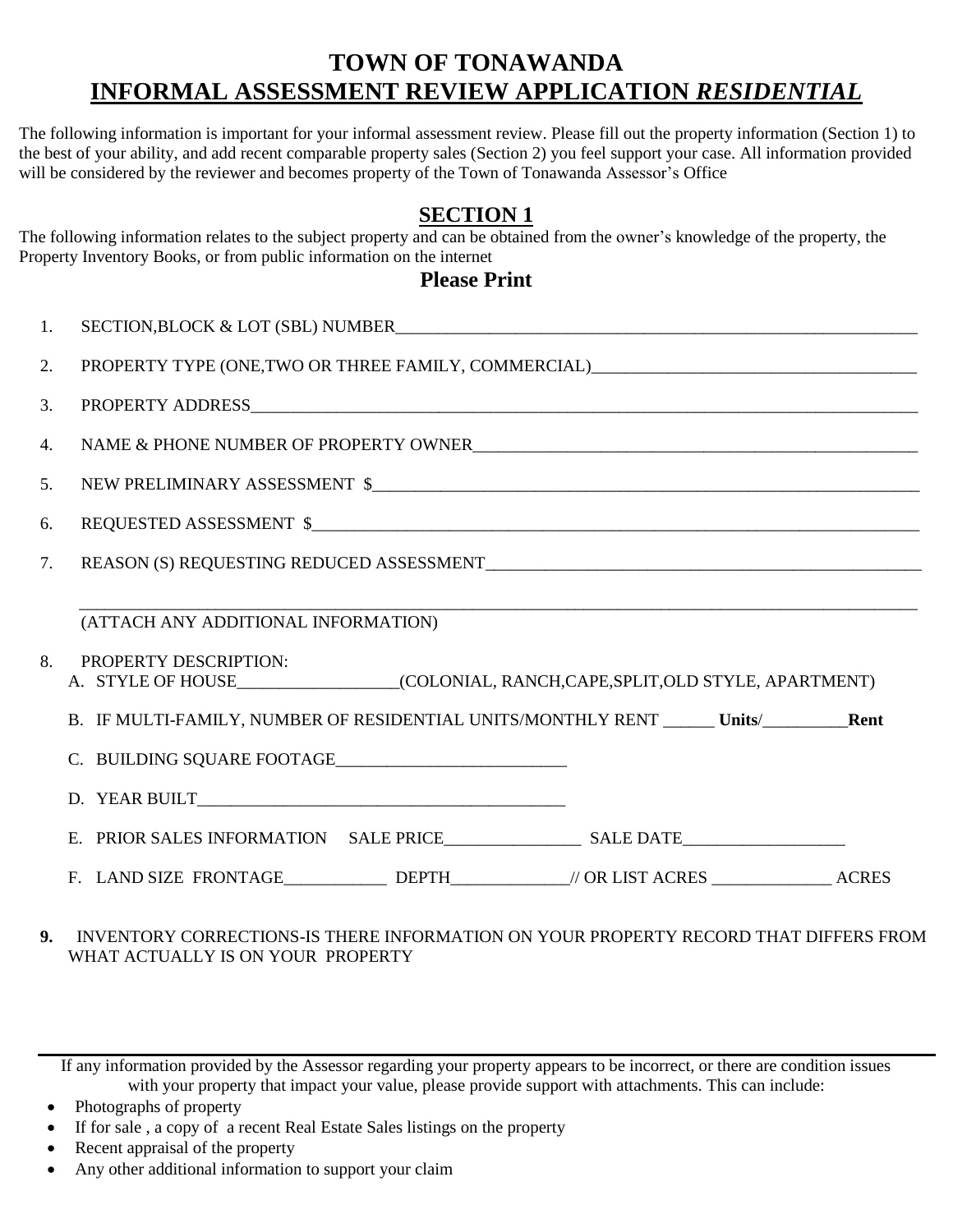# TOWN OF TONAWANDA

## INFORMAL ASSESSMENT REVIEW APPLICATION *RESIDENTIAL*

The following information is important for your informal assessment review. Please fill out the property information (Section 1) to the best of your ability, and add recent comparable property sales (Section 2) you feel support your case. All information provided will be considered by the reviewer and becomes property of the Town of Tonawanda Assessor's Office

## SECTION 1

The following information relates to the subject property and can be obtained from the owner's knowledge of the property, the Property Inventory Books, or from public information on the internet

**Please Print**

1. SECTION,BLOCK & LOT (SBL) NUMBER________________________________________________________________

2. PROPERTY TYPE (ONE,TWO OR THREE FAMILY, COMMERCIAL)______________________________________

3. PROPERTY ADDRESS____________________________________________________________________________

4. NAME & PHONE NUMBER OF PROPERTY OWNER______________________________________________________

5. NEW PRELIMINARY ASSESSMENT $_____________________________________________________________

6. REQUESTED ASSESSMENT $____________________________________________________________________

7. REASON (S) REQUESTING REDUCED ASSESSMENT____________________________________________________

   ________________________________________________________________________________________________

   (ATTACH ANY ADDITIONAL INFORMATION)

8. PROPERTY DESCRIPTION:
   A. STYLE OF HOUSE___________________(COLONIAL, RANCH,CAPE,SPLIT,OLD STYLE, APARTMENT)
   B. IF MULTI-FAMILY, NUMBER OF RESIDENTIAL UNITS/MONTHLY RENT ______ **Units**/__________**Rent**
   C. BUILDING SQUARE FOOTAGE___________________________
   D. YEAR BUILT____________________________________________
   E. PRIOR SALES INFORMATION SALE PRICE________________ SALE DATE___________________
   F. LAND SIZE FRONTAGE____________ DEPTH______________// OR LIST ACRES ______________ ACRES

**9.** INVENTORY CORRECTIONS-IS THERE INFORMATION ON YOUR PROPERTY RECORD THAT DIFFERS FROM WHAT ACTUALLY IS ON YOUR PROPERTY

---

If any information provided by the Assessor regarding your property appears to be incorrect, or there are condition issues with your property that impact your value, please provide support with attachments. This can include:

- Photographs of property
- If for sale , a copy of a recent Real Estate Sales listings on the property
- Recent appraisal of the property
- Any other additional information to support your claim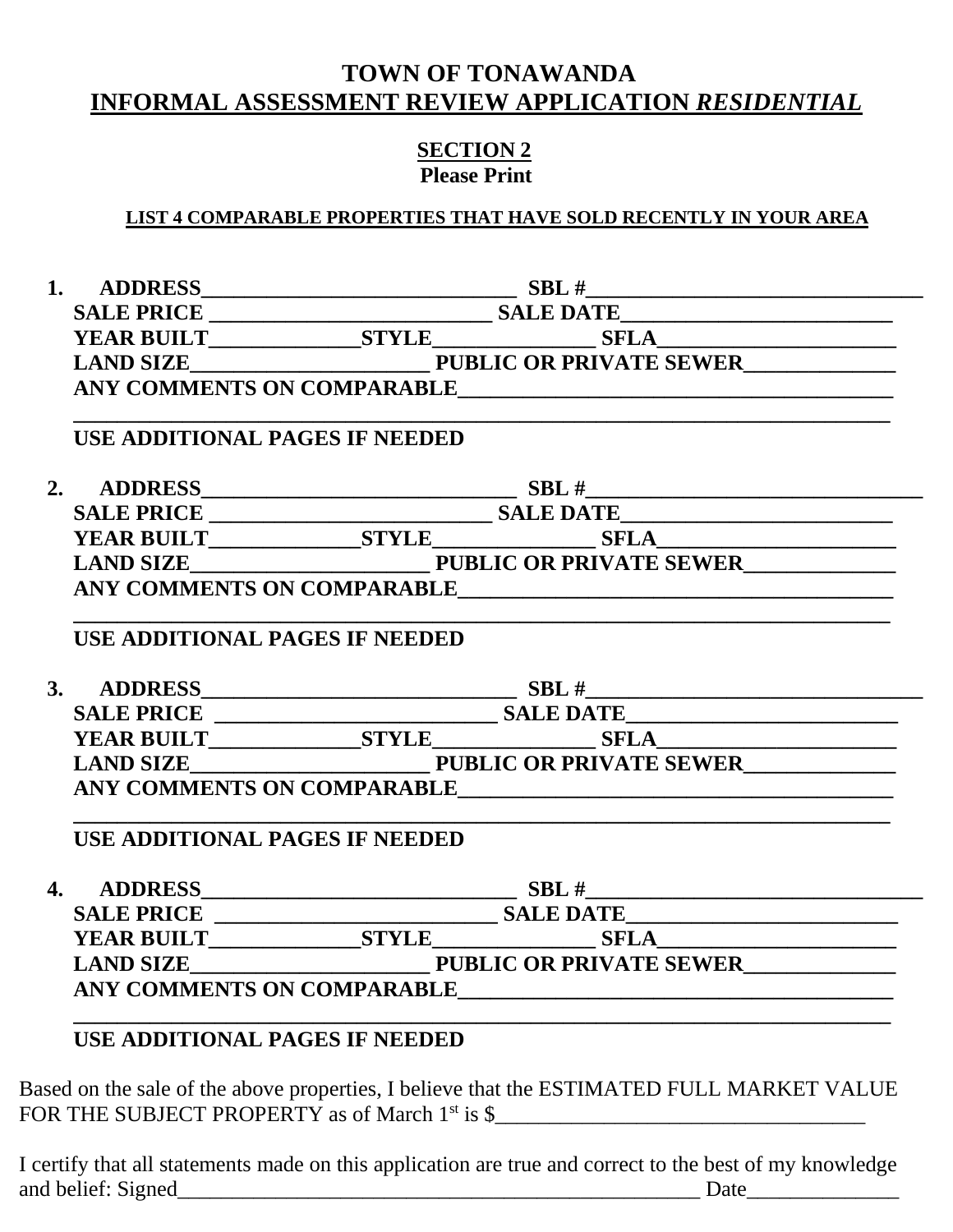# TOWN OF TONAWANDA

## INFORMAL ASSESSMENT REVIEW APPLICATION *RESIDENTIAL*

### SECTION 2

**Please Print**

**LIST 4 COMPARABLE PROPERTIES THAT HAVE SOLD RECENTLY IN YOUR AREA**

1. **ADDRESS______________________________ SBL #________________________________**
   **SALE PRICE __________________________ SALE DATE_________________________**
   **YEAR BUILT______________STYLE_______________ SFLA______________________**
   **LAND SIZE______________________ PUBLIC OR PRIVATE SEWER______________**
   **ANY COMMENTS ON COMPARABLE________________________________________**
   **___________________________________________________________________________**
   **USE ADDITIONAL PAGES IF NEEDED**

2. **ADDRESS______________________________ SBL #________________________________**
   **SALE PRICE __________________________ SALE DATE_________________________**
   **YEAR BUILT______________STYLE_______________ SFLA______________________**
   **LAND SIZE______________________ PUBLIC OR PRIVATE SEWER______________**
   **ANY COMMENTS ON COMPARABLE________________________________________**
   **___________________________________________________________________________**
   **USE ADDITIONAL PAGES IF NEEDED**

3. **ADDRESS______________________________ SBL #________________________________**
   **SALE PRICE __________________________ SALE DATE_________________________**
   **YEAR BUILT______________STYLE_______________ SFLA______________________**
   **LAND SIZE______________________ PUBLIC OR PRIVATE SEWER______________**
   **ANY COMMENTS ON COMPARABLE________________________________________**
   **___________________________________________________________________________**
   **USE ADDITIONAL PAGES IF NEEDED**

4. **ADDRESS______________________________ SBL #________________________________**
   **SALE PRICE __________________________ SALE DATE_________________________**
   **YEAR BUILT______________STYLE_______________ SFLA______________________**
   **LAND SIZE______________________ PUBLIC OR PRIVATE SEWER______________**
   **ANY COMMENTS ON COMPARABLE________________________________________**
   **___________________________________________________________________________**
   **USE ADDITIONAL PAGES IF NEEDED**

Based on the sale of the above properties, I believe that the ESTIMATED FULL MARKET VALUE FOR THE SUBJECT PROPERTY as of March 1st is $__________________________________

I certify that all statements made on this application are true and correct to the best of my knowledge and belief: Signed__________________________________________________ Date______________